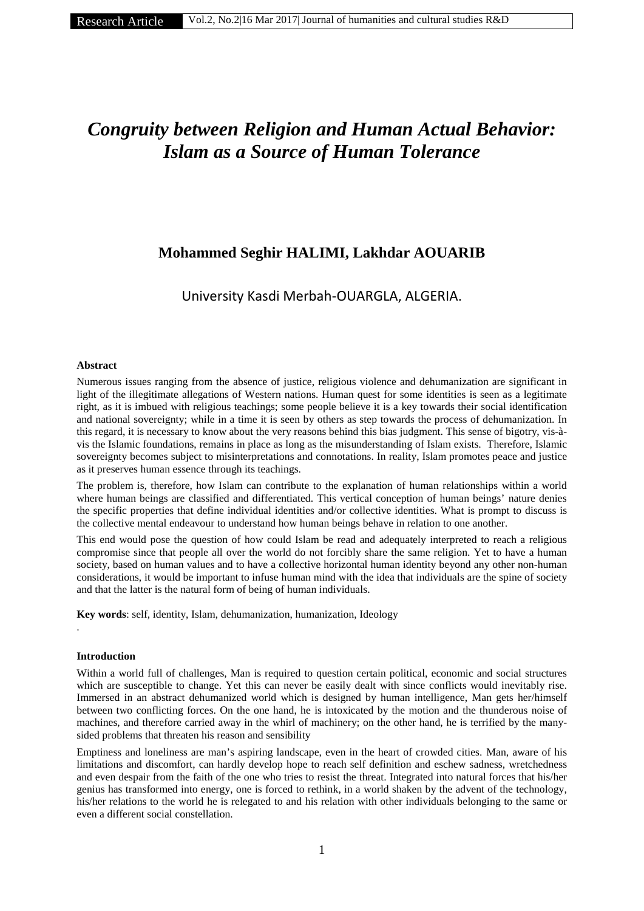# *Congruity between Religion and Human Actual Behavior: Islam as a Source of Human Tolerance*

**Mohammed Seghir HALIMI, Lakhdar AOUARIB**

University Kasdi Merbah-OUARGLA, ALGERIA.

**Abstract**

Numerous issues ranging from the absence of justice, religious violence and dehumanization are significant in light of the illegitimate allegations of Western nations. Human quest for some identities is seen as a legitimate right, as it is imbued with religious teachings; some people believe it is a key towards their social identification and national sovereignty; while in a time it is seen by others as step towards the process of dehumanization. In this regard, it is necessary to know about the very reasons behind this bias judgment. This sense of bigotry, vis-à-vis the Islamic foundations, remains in place as long as the misunderstanding of Islam exists. Therefore, Islamic sovereignty becomes subject to misinterpretations and connotations. In reality, Islam promotes peace and justice as it preserves human essence through its teachings.

The problem is, therefore, how Islam can contribute to the explanation of human relationships within a world where human beings are classified and differentiated. This vertical conception of human beings' nature denies the specific properties that define individual identities and/or collective identities. What is prompt to discuss is the collective mental endeavour to understand how human beings behave in relation to one another.

This end would pose the question of how could Islam be read and adequately interpreted to reach a religious compromise since that people all over the world do not forcibly share the same religion. Yet to have a human society, based on human values and to have a collective horizontal human identity beyond any other non-human considerations, it would be important to infuse human mind with the idea that individuals are the spine of society and that the latter is the natural form of being of human individuals.

**Key words**: self, identity, Islam, dehumanization, humanization, Ideology

.

**Introduction**

Within a world full of challenges, Man is required to question certain political, economic and social structures which are susceptible to change. Yet this can never be easily dealt with since conflicts would inevitably rise. Immersed in an abstract dehumanized world which is designed by human intelligence, Man gets her/himself between two conflicting forces. On the one hand, he is intoxicated by the motion and the thunderous noise of machines, and therefore carried away in the whirl of machinery; on the other hand, he is terrified by the many-sided problems that threaten his reason and sensibility

Emptiness and loneliness are man's aspiring landscape, even in the heart of crowded cities. Man, aware of his limitations and discomfort, can hardly develop hope to reach self definition and eschew sadness, wretchedness and even despair from the faith of the one who tries to resist the threat. Integrated into natural forces that his/her genius has transformed into energy, one is forced to rethink, in a world shaken by the advent of the technology, his/her relations to the world he is relegated to and his relation with other individuals belonging to the same or even a different social constellation.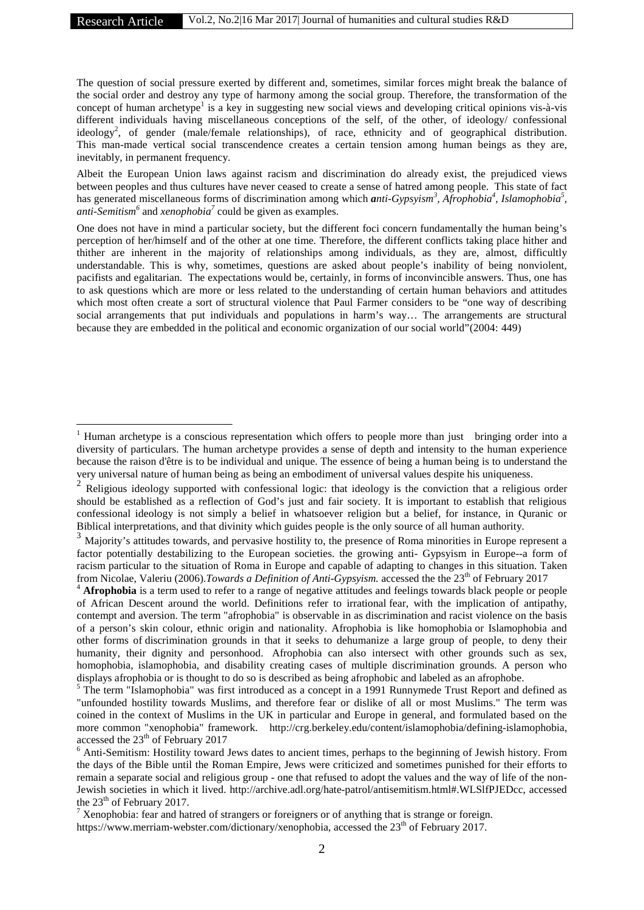The question of social pressure exerted by different and, sometimes, similar forces might break the balance of the social order and destroy any type of harmony among the social group. Therefore, the transformation of the concept of human archetype[1] is a key in suggesting new social views and developing critical opinions vis-à-vis different individuals having miscellaneous conceptions of the self, of the other, of ideology/ confessional ideology[2], of gender (male/female relationships), of race, ethnicity and of geographical distribution. This man-made vertical social transcendence creates a certain tension among human beings as they are, inevitably, in permanent frequency.

Albeit the European Union laws against racism and discrimination do already exist, the prejudiced views between peoples and thus cultures have never ceased to create a sense of hatred among people. This state of fact has generated miscellaneous forms of discrimination among which ***a****nti-Gypsyism*[3], *Afrophobia*[4], *Islamophobia*[5], *anti-Semitism*[6] and *xenophobia*[7] could be given as examples.

One does not have in mind a particular society, but the different foci concern fundamentally the human being's perception of her/himself and of the other at one time. Therefore, the different conflicts taking place hither and thither are inherent in the majority of relationships among individuals, as they are, almost, difficultly understandable. This is why, sometimes, questions are asked about people's inability of being nonviolent, pacifists and egalitarian. The expectations would be, certainly, in forms of inconvincible answers. Thus, one has to ask questions which are more or less related to the understanding of certain human behaviors and attitudes which most often create a sort of structural violence that Paul Farmer considers to be "one way of describing social arrangements that put individuals and populations in harm's way… The arrangements are structural because they are embedded in the political and economic organization of our social world"(2004: 449)

---

[1] Human archetype is a conscious representation which offers to people more than just bringing order into a diversity of particulars. The human archetype provides a sense of depth and intensity to the human experience because the raison d'être is to be individual and unique. The essence of being a human being is to understand the very universal nature of human being as being an embodiment of universal values despite his uniqueness.

[2] Religious ideology supported with confessional logic: that ideology is the conviction that a religious order should be established as a reflection of God's just and fair society. It is important to establish that religious confessional ideology is not simply a belief in whatsoever religion but a belief, for instance, in Quranic or Biblical interpretations, and that divinity which guides people is the only source of all human authority.

[3] Majority's attitudes towards, and pervasive hostility to, the presence of Roma minorities in Europe represent a factor potentially destabilizing to the European societies. the growing anti- Gypsyism in Europe--a form of racism particular to the situation of Roma in Europe and capable of adapting to changes in this situation. Taken from Nicolae, Valeriu (2006).*Towards a Definition of Anti-Gypsyism.* accessed the the 23th of February 2017

[4] **Afrophobia** is a term used to refer to a range of negative attitudes and feelings towards black people or people of African Descent around the world. Definitions refer to irrational fear, with the implication of antipathy, contempt and aversion. The term "afrophobia" is observable in as discrimination and racist violence on the basis of a person's skin colour, ethnic origin and nationality. Afrophobia is like homophobia or Islamophobia and other forms of discrimination grounds in that it seeks to dehumanize a large group of people, to deny their humanity, their dignity and personhood. Afrophobia can also intersect with other grounds such as sex, homophobia, islamophobia, and disability creating cases of multiple discrimination grounds. A person who displays afrophobia or is thought to do so is described as being afrophobic and labeled as an afrophobe.

[5] The term "Islamophobia" was first introduced as a concept in a 1991 Runnymede Trust Report and defined as "unfounded hostility towards Muslims, and therefore fear or dislike of all or most Muslims." The term was coined in the context of Muslims in the UK in particular and Europe in general, and formulated based on the more common "xenophobia" framework. http://crg.berkeley.edu/content/islamophobia/defining-islamophobia, accessed the 23th of February 2017

[6] Anti-Semitism: Hostility toward Jews dates to ancient times, perhaps to the beginning of Jewish history. From the days of the Bible until the Roman Empire, Jews were criticized and sometimes punished for their efforts to remain a separate social and religious group - one that refused to adopt the values and the way of life of the non-Jewish societies in which it lived. http://archive.adl.org/hate-patrol/antisemitism.html#.WLSlfPJEDcc, accessed the 23th of February 2017.

[7] Xenophobia: fear and hatred of strangers or foreigners or of anything that is strange or foreign. https://www.merriam-webster.com/dictionary/xenophobia, accessed the 23th of February 2017.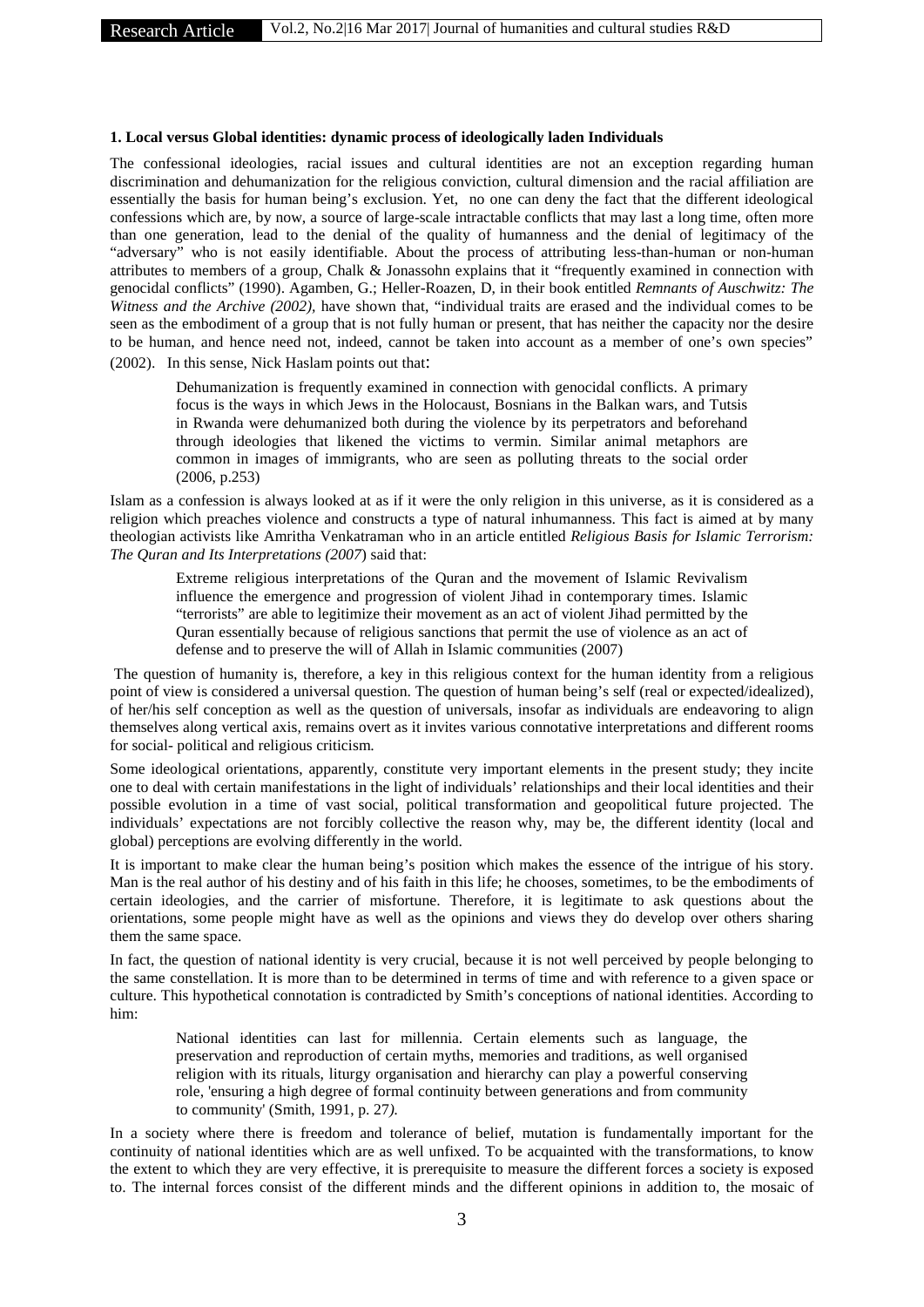**1. Local versus Global identities: dynamic process of ideologically laden Individuals**

The confessional ideologies, racial issues and cultural identities are not an exception regarding human discrimination and dehumanization for the religious conviction, cultural dimension and the racial affiliation are essentially the basis for human being's exclusion. Yet, no one can deny the fact that the different ideological confessions which are, by now, a source of large-scale intractable conflicts that may last a long time, often more than one generation, lead to the denial of the quality of humanness and the denial of legitimacy of the "adversary" who is not easily identifiable. About the process of attributing less-than-human or non-human attributes to members of a group, Chalk & Jonassohn explains that it "frequently examined in connection with genocidal conflicts" (1990). Agamben, G.; Heller-Roazen, D, in their book entitled *Remnants of Auschwitz: The Witness and the Archive (2002)*, have shown that, "individual traits are erased and the individual comes to be seen as the embodiment of a group that is not fully human or present, that has neither the capacity nor the desire to be human, and hence need not, indeed, cannot be taken into account as a member of one's own species" (2002). In this sense, Nick Haslam points out that:

> Dehumanization is frequently examined in connection with genocidal conflicts. A primary focus is the ways in which Jews in the Holocaust, Bosnians in the Balkan wars, and Tutsis in Rwanda were dehumanized both during the violence by its perpetrators and beforehand through ideologies that likened the victims to vermin. Similar animal metaphors are common in images of immigrants, who are seen as polluting threats to the social order (2006, p.253)

Islam as a confession is always looked at as if it were the only religion in this universe, as it is considered as a religion which preaches violence and constructs a type of natural inhumanness. This fact is aimed at by many theologian activists like Amritha Venkatraman who in an article entitled *Religious Basis for Islamic Terrorism: The Quran and Its Interpretations (2007*) said that:

> Extreme religious interpretations of the Quran and the movement of Islamic Revivalism influence the emergence and progression of violent Jihad in contemporary times. Islamic "terrorists" are able to legitimize their movement as an act of violent Jihad permitted by the Quran essentially because of religious sanctions that permit the use of violence as an act of defense and to preserve the will of Allah in Islamic communities (2007)

The question of humanity is, therefore, a key in this religious context for the human identity from a religious point of view is considered a universal question. The question of human being's self (real or expected/idealized), of her/his self conception as well as the question of universals, insofar as individuals are endeavoring to align themselves along vertical axis, remains overt as it invites various connotative interpretations and different rooms for social- political and religious criticism.

Some ideological orientations, apparently, constitute very important elements in the present study; they incite one to deal with certain manifestations in the light of individuals' relationships and their local identities and their possible evolution in a time of vast social, political transformation and geopolitical future projected. The individuals' expectations are not forcibly collective the reason why, may be, the different identity (local and global) perceptions are evolving differently in the world.

It is important to make clear the human being's position which makes the essence of the intrigue of his story. Man is the real author of his destiny and of his faith in this life; he chooses, sometimes, to be the embodiments of certain ideologies, and the carrier of misfortune. Therefore, it is legitimate to ask questions about the orientations, some people might have as well as the opinions and views they do develop over others sharing them the same space.

In fact, the question of national identity is very crucial, because it is not well perceived by people belonging to the same constellation. It is more than to be determined in terms of time and with reference to a given space or culture. This hypothetical connotation is contradicted by Smith's conceptions of national identities. According to him:

> National identities can last for millennia. Certain elements such as language, the preservation and reproduction of certain myths, memories and traditions, as well organised religion with its rituals, liturgy organisation and hierarchy can play a powerful conserving role, 'ensuring a high degree of formal continuity between generations and from community to community' (Smith, 1991, p. 27*).*

In a society where there is freedom and tolerance of belief, mutation is fundamentally important for the continuity of national identities which are as well unfixed. To be acquainted with the transformations, to know the extent to which they are very effective, it is prerequisite to measure the different forces a society is exposed to. The internal forces consist of the different minds and the different opinions in addition to, the mosaic of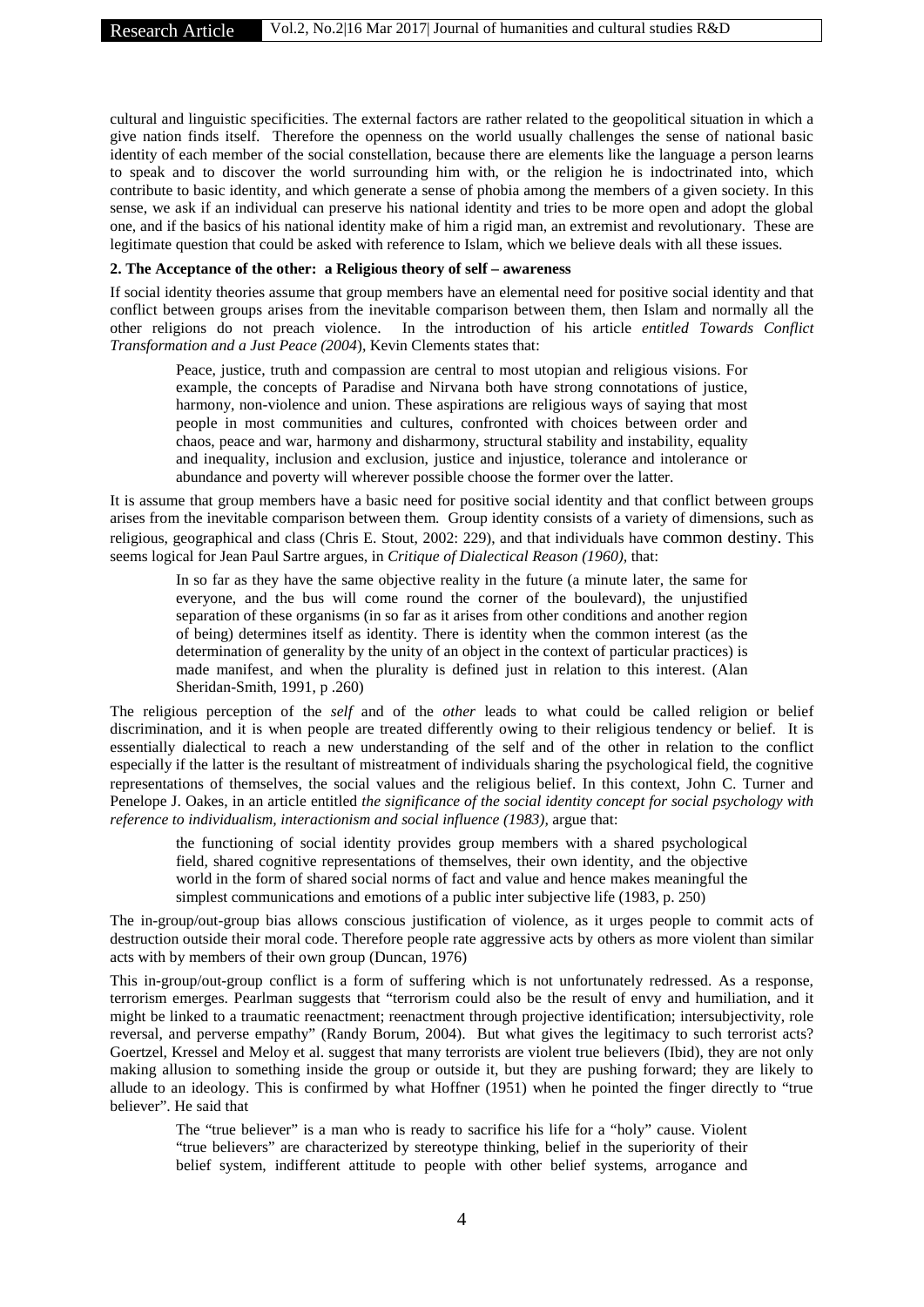cultural and linguistic specificities. The external factors are rather related to the geopolitical situation in which a give nation finds itself. Therefore the openness on the world usually challenges the sense of national basic identity of each member of the social constellation, because there are elements like the language a person learns to speak and to discover the world surrounding him with, or the religion he is indoctrinated into, which contribute to basic identity, and which generate a sense of phobia among the members of a given society. In this sense, we ask if an individual can preserve his national identity and tries to be more open and adopt the global one, and if the basics of his national identity make of him a rigid man, an extremist and revolutionary. These are legitimate question that could be asked with reference to Islam, which we believe deals with all these issues.

### 2. The Acceptance of the other: a Religious theory of self – awareness

If social identity theories assume that group members have an elemental need for positive social identity and that conflict between groups arises from the inevitable comparison between them, then Islam and normally all the other religions do not preach violence. In the introduction of his article *entitled Towards Conflict Transformation and a Just Peace (2004*), Kevin Clements states that:

> Peace, justice, truth and compassion are central to most utopian and religious visions. For example, the concepts of Paradise and Nirvana both have strong connotations of justice, harmony, non-violence and union. These aspirations are religious ways of saying that most people in most communities and cultures, confronted with choices between order and chaos, peace and war, harmony and disharmony, structural stability and instability, equality and inequality, inclusion and exclusion, justice and injustice, tolerance and intolerance or abundance and poverty will wherever possible choose the former over the latter.

It is assume that group members have a basic need for positive social identity and that conflict between groups arises from the inevitable comparison between them. Group identity consists of a variety of dimensions, such as religious, geographical and class (Chris E. Stout, 2002: 229), and that individuals have common destiny. This seems logical for Jean Paul Sartre argues, in *Critique of Dialectical Reason (1960)*, that:

> In so far as they have the same objective reality in the future (a minute later, the same for everyone, and the bus will come round the corner of the boulevard), the unjustified separation of these organisms (in so far as it arises from other conditions and another region of being) determines itself as identity. There is identity when the common interest (as the determination of generality by the unity of an object in the context of particular practices) is made manifest, and when the plurality is defined just in relation to this interest. (Alan Sheridan-Smith, 1991, p .260)

The religious perception of the *self* and of the *other* leads to what could be called religion or belief discrimination, and it is when people are treated differently owing to their religious tendency or belief. It is essentially dialectical to reach a new understanding of the self and of the other in relation to the conflict especially if the latter is the resultant of mistreatment of individuals sharing the psychological field, the cognitive representations of themselves, the social values and the religious belief. In this context, John C. Turner and Penelope J. Oakes, in an article entitled *the significance of the social identity concept for social psychology with reference to individualism, interactionism and social influence (1983),* argue that:

> the functioning of social identity provides group members with a shared psychological field, shared cognitive representations of themselves, their own identity, and the objective world in the form of shared social norms of fact and value and hence makes meaningful the simplest communications and emotions of a public inter subjective life (1983, p. 250)

The in-group/out-group bias allows conscious justification of violence, as it urges people to commit acts of destruction outside their moral code. Therefore people rate aggressive acts by others as more violent than similar acts with by members of their own group (Duncan, 1976)

This in-group/out-group conflict is a form of suffering which is not unfortunately redressed. As a response, terrorism emerges. Pearlman suggests that "terrorism could also be the result of envy and humiliation, and it might be linked to a traumatic reenactment; reenactment through projective identification; intersubjectivity, role reversal, and perverse empathy" (Randy Borum, 2004). But what gives the legitimacy to such terrorist acts? Goertzel, Kressel and Meloy et al. suggest that many terrorists are violent true believers (Ibid), they are not only making allusion to something inside the group or outside it, but they are pushing forward; they are likely to allude to an ideology. This is confirmed by what Hoffner (1951) when he pointed the finger directly to "true believer". He said that

> The "true believer" is a man who is ready to sacrifice his life for a "holy" cause. Violent "true believers" are characterized by stereotype thinking, belief in the superiority of their belief system, indifferent attitude to people with other belief systems, arrogance and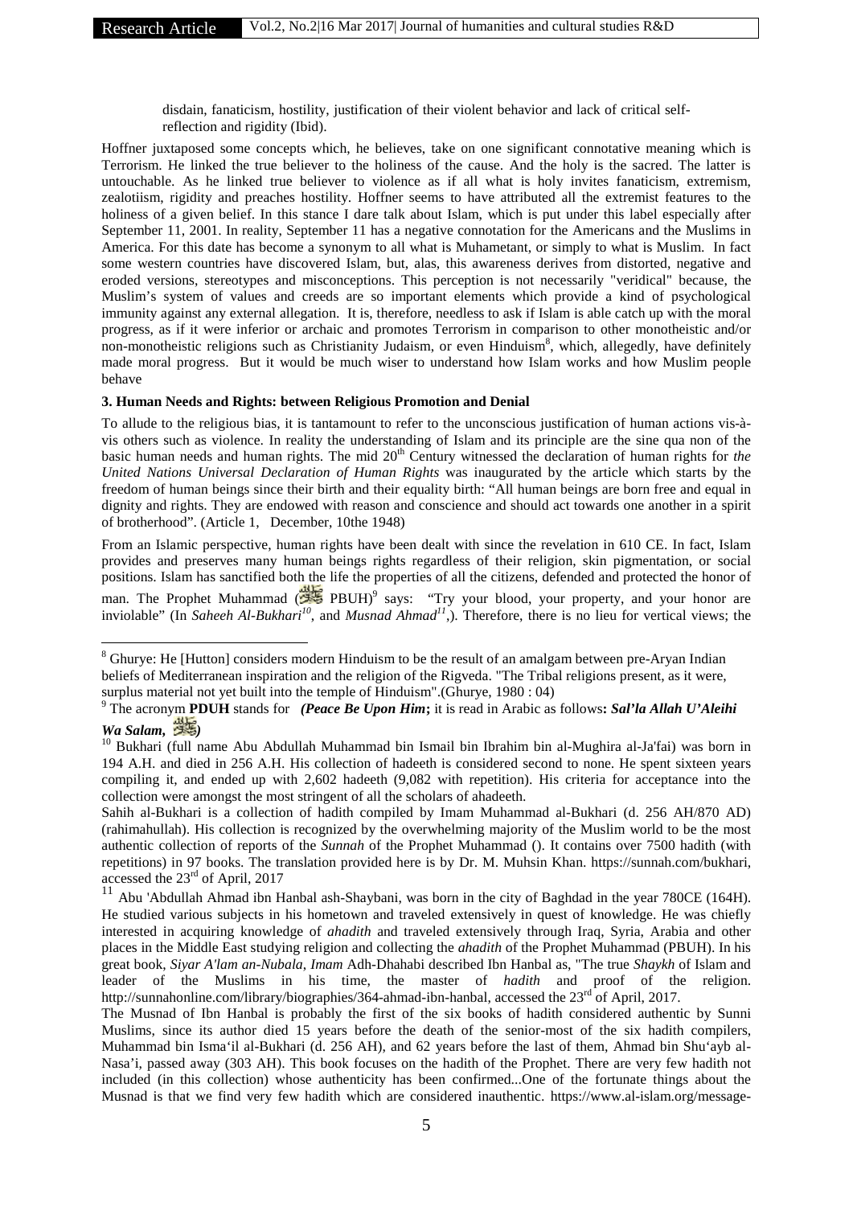disdain, fanaticism, hostility, justification of their violent behavior and lack of critical self-reflection and rigidity (Ibid).

Hoffner juxtaposed some concepts which, he believes, take on one significant connotative meaning which is Terrorism. He linked the true believer to the holiness of the cause. And the holy is the sacred. The latter is untouchable. As he linked true believer to violence as if all what is holy invites fanaticism, extremism, zealotiism, rigidity and preaches hostility. Hoffner seems to have attributed all the extremist features to the holiness of a given belief. In this stance I dare talk about Islam, which is put under this label especially after September 11, 2001. In reality, September 11 has a negative connotation for the Americans and the Muslims in America. For this date has become a synonym to all what is Muhametant, or simply to what is Muslim. In fact some western countries have discovered Islam, but, alas, this awareness derives from distorted, negative and eroded versions, stereotypes and misconceptions. This perception is not necessarily "veridical" because, the Muslim's system of values and creeds are so important elements which provide a kind of psychological immunity against any external allegation. It is, therefore, needless to ask if Islam is able catch up with the moral progress, as if it were inferior or archaic and promotes Terrorism in comparison to other monotheistic and/or non-monotheistic religions such as Christianity Judaism, or even Hinduism[8], which, allegedly, have definitely made moral progress. But it would be much wiser to understand how Islam works and how Muslim people behave

### 3. Human Needs and Rights: between Religious Promotion and Denial

To allude to the religious bias, it is tantamount to refer to the unconscious justification of human actions vis-à-vis others such as violence. In reality the understanding of Islam and its principle are the sine qua non of the basic human needs and human rights. The mid 20th Century witnessed the declaration of human rights for *the United Nations Universal Declaration of Human Rights* was inaugurated by the article which starts by the freedom of human beings since their birth and their equality birth: "All human beings are born free and equal in dignity and rights. They are endowed with reason and conscience and should act towards one another in a spirit of brotherhood". (Article 1, December, 10the 1948)

From an Islamic perspective, human rights have been dealt with since the revelation in 610 CE. In fact, Islam provides and preserves many human beings rights regardless of their religion, skin pigmentation, or social positions. Islam has sanctified both the life the properties of all the citizens, defended and protected the honor of man. The Prophet Muhammad (ﷺ PBUH)[9] says: "Try your blood, your property, and your honor are inviolable" (In *Saheeh Al-Bukhari*[10], and *Musnad Ahmad*[11],). Therefore, there is no lieu for vertical views; the

---

[8] Ghurye: He [Hutton] considers modern Hinduism to be the result of an amalgam between pre-Aryan Indian beliefs of Mediterranean inspiration and the religion of the Rigveda. "The Tribal religions present, as it were, surplus material not yet built into the temple of Hinduism".(Ghurye, 1980 : 04)

[9] The acronym **PDUH** stands for *(Peace Be Upon Him*; it is read in Arabic as follows: ***Sal'la Allah U'Aleihi Wa Salam,*** ﷺ*)*

[10] Bukhari (full name Abu Abdullah Muhammad bin Ismail bin Ibrahim bin al-Mughira al-Ja'fai) was born in 194 A.H. and died in 256 A.H. His collection of hadeeth is considered second to none. He spent sixteen years compiling it, and ended up with 2,602 hadeeth (9,082 with repetition). His criteria for acceptance into the collection were amongst the most stringent of all the scholars of ahadeeth.

Sahih al-Bukhari is a collection of hadith compiled by Imam Muhammad al-Bukhari (d. 256 AH/870 AD) (rahimahullah). His collection is recognized by the overwhelming majority of the Muslim world to be the most authentic collection of reports of the *Sunnah* of the Prophet Muhammad (). It contains over 7500 hadith (with repetitions) in 97 books. The translation provided here is by Dr. M. Muhsin Khan. https://sunnah.com/bukhari, accessed the 23rd of April, 2017

[11] Abu 'Abdullah Ahmad ibn Hanbal ash-Shaybani, was born in the city of Baghdad in the year 780CE (164H). He studied various subjects in his hometown and traveled extensively in quest of knowledge. He was chiefly interested in acquiring knowledge of *ahadith* and traveled extensively through Iraq, Syria, Arabia and other places in the Middle East studying religion and collecting the *ahadith* of the Prophet Muhammad (PBUH). In his great book, *Siyar A'lam an-Nubala*, *Imam* Adh-Dhahabi described Ibn Hanbal as, "The true *Shaykh* of Islam and leader of the Muslims in his time, the master of *hadith* and proof of the religion. http://sunnahonline.com/library/biographies/364-ahmad-ibn-hanbal, accessed the 23rd of April, 2017.

The Musnad of Ibn Hanbal is probably the first of the six books of hadith considered authentic by Sunni Muslims, since its author died 15 years before the death of the senior-most of the six hadith compilers, Muhammad bin Isma'il al-Bukhari (d. 256 AH), and 62 years before the last of them, Ahmad bin Shu'ayb al-Nasa'i, passed away (303 AH). This book focuses on the hadith of the Prophet. There are very few hadith not included (in this collection) whose authenticity has been confirmed...One of the fortunate things about the Musnad is that we find very few hadith which are considered inauthentic. https://www.al-islam.org/message-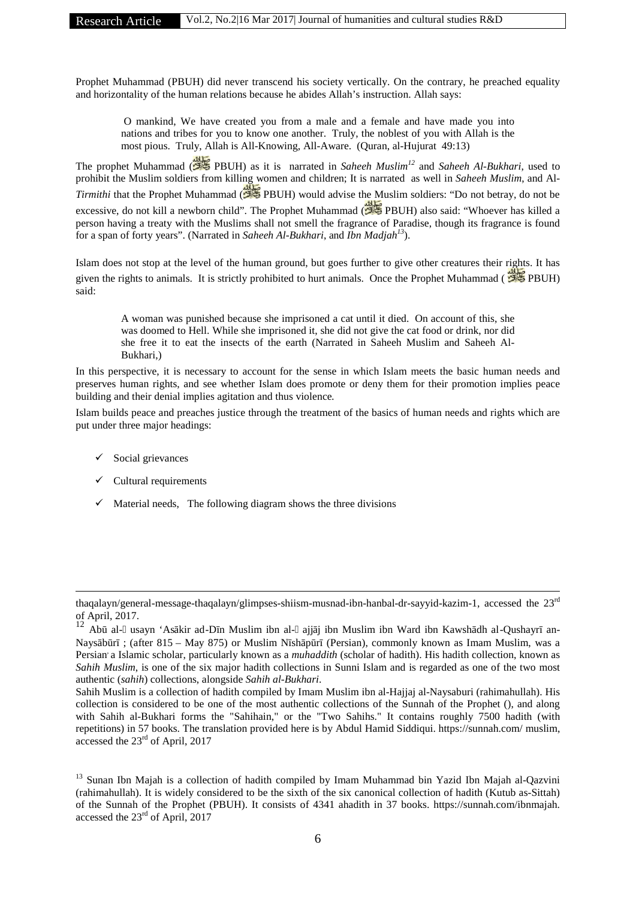Prophet Muhammad (PBUH) did never transcend his society vertically. On the contrary, he preached equality and horizontality of the human relations because he abides Allah's instruction. Allah says:

> O mankind, We have created you from a male and a female and have made you into nations and tribes for you to know one another. Truly, the noblest of you with Allah is the most pious. Truly, Allah is All-Knowing, All-Aware. (Quran, al-Hujurat 49:13)

The prophet Muhammad ( PBUH) as it is narrated in *Saheeh Muslim*[12] and *Saheeh Al-Bukhari*, used to prohibit the Muslim soldiers from killing women and children; It is narrated as well in *Saheeh Muslim*, and *Al-Tirmithi* that the Prophet Muhammad ( PBUH) would advise the Muslim soldiers: "Do not betray, do not be excessive, do not kill a newborn child". The Prophet Muhammad ( PBUH) also said: "Whoever has killed a person having a treaty with the Muslims shall not smell the fragrance of Paradise, though its fragrance is found for a span of forty years". (Narrated in *Saheeh Al-Bukhari*, and *Ibn Madjah*[13]).

Islam does not stop at the level of the human ground, but goes further to give other creatures their rights. It has given the rights to animals. It is strictly prohibited to hurt animals. Once the Prophet Muhammad ( PBUH) said:

> A woman was punished because she imprisoned a cat until it died. On account of this, she was doomed to Hell. While she imprisoned it, she did not give the cat food or drink, nor did she free it to eat the insects of the earth (Narrated in Saheeh Muslim and Saheeh Al-Bukhari,)

In this perspective, it is necessary to account for the sense in which Islam meets the basic human needs and preserves human rights, and see whether Islam does promote or deny them for their promotion implies peace building and their denial implies agitation and thus violence.

Islam builds peace and preaches justice through the treatment of the basics of human needs and rights which are put under three major headings:

- ✓ Social grievances
- ✓ Cultural requirements
- ✓ Material needs, The following diagram shows the three divisions

---

thaqalayn/general-message-thaqalayn/glimpses-shiism-musnad-ibn-hanbal-dr-sayyid-kazim-1, accessed the 23rd of April, 2017.

[12] Abū al-Ḥusayn 'Asākir ad-Dīn Muslim ibn al-Ḥajjāj ibn Muslim ibn Ward ibn Kawshādh al-Qushayrī an-Naysābūrī ; (after 815 – May 875) or Muslim Nīshāpūrī (Persian), commonly known as Imam Muslim, was a Persian a Islamic scholar, particularly known as a *muhaddith* (scholar of hadith). His hadith collection, known as *Sahih Muslim*, is one of the six major hadith collections in Sunni Islam and is regarded as one of the two most authentic (*sahih*) collections, alongside *Sahih al-Bukhari*.

Sahih Muslim is a collection of hadith compiled by Imam Muslim ibn al-Hajjaj al-Naysaburi (rahimahullah). His collection is considered to be one of the most authentic collections of the Sunnah of the Prophet (), and along with Sahih al-Bukhari forms the "Sahihain," or the "Two Sahihs." It contains roughly 7500 hadith (with repetitions) in 57 books. The translation provided here is by Abdul Hamid Siddiqui. https://sunnah.com/ muslim, accessed the 23rd of April, 2017

[13] Sunan Ibn Majah is a collection of hadith compiled by Imam Muhammad bin Yazid Ibn Majah al-Qazvini (rahimahullah). It is widely considered to be the sixth of the six canonical collection of hadith (Kutub as-Sittah) of the Sunnah of the Prophet (PBUH). It consists of 4341 ahadith in 37 books. https://sunnah.com/ibnmajah. accessed the 23rd of April, 2017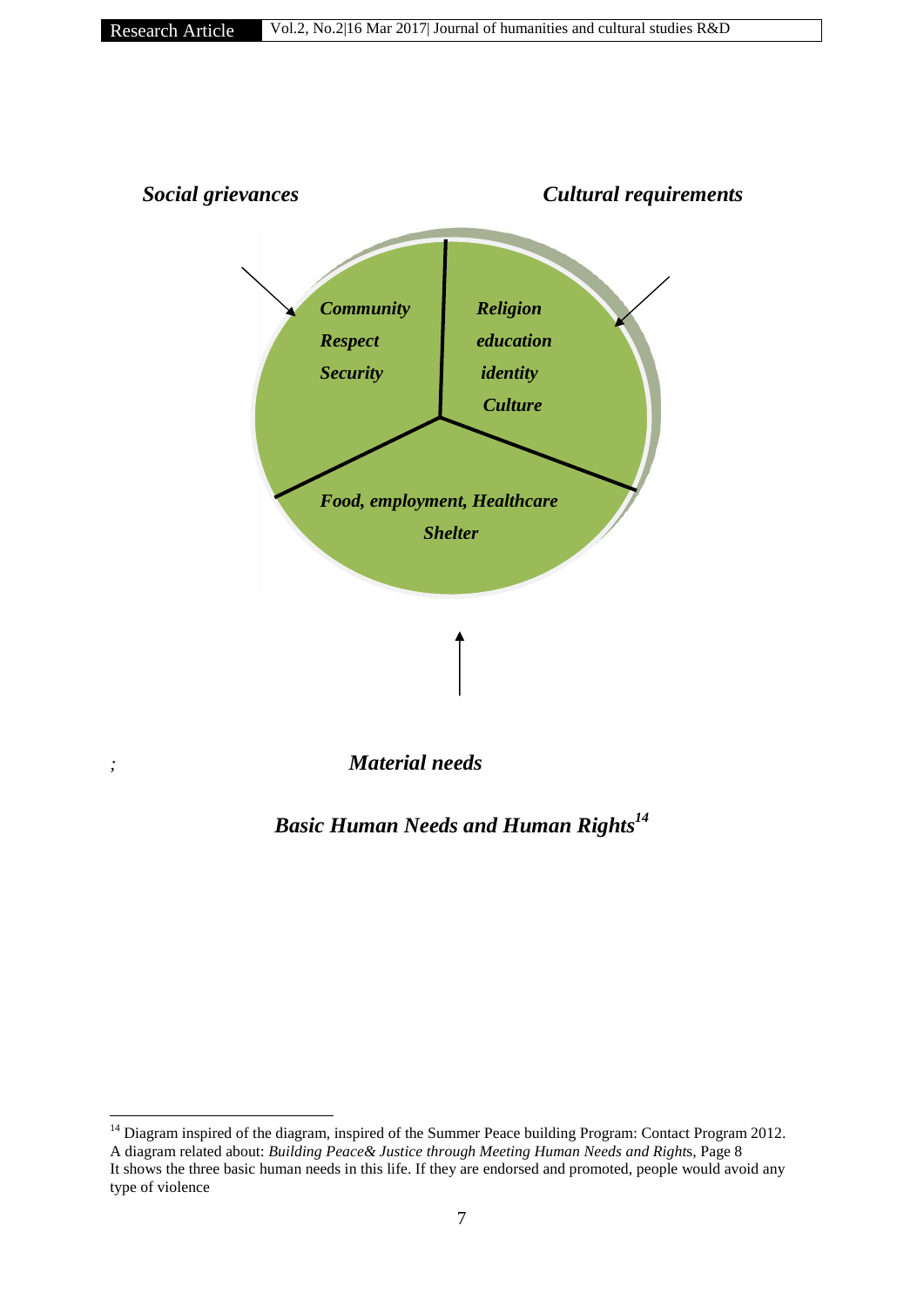*Social grievances*

*Cultural requirements*

*Community*
*Respect*
*Security*

*Religion*
*education*
*identity*
*Culture*

*Food, employment, Healthcare*
*Shelter*

*;*

*Material needs*

***Basic Human Needs and Human Rights***[14]

---

[14] Diagram inspired of the diagram, inspired of the Summer Peace building Program: Contact Program 2012. A diagram related about: *Building Peace& Justice through Meeting Human Needs and Right*s, Page 8
It shows the three basic human needs in this life. If they are endorsed and promoted, people would avoid any type of violence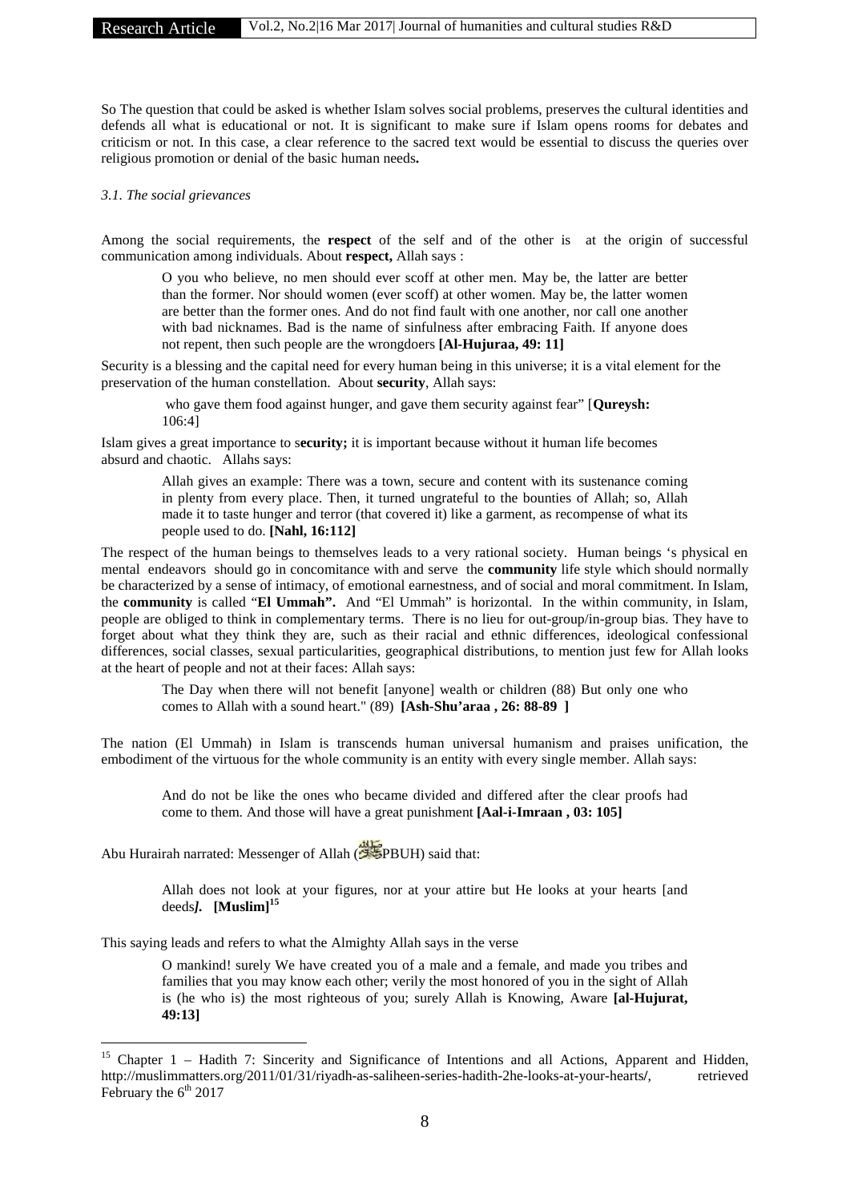So The question that could be asked is whether Islam solves social problems, preserves the cultural identities and defends all what is educational or not. It is significant to make sure if Islam opens rooms for debates and criticism or not. In this case, a clear reference to the sacred text would be essential to discuss the queries over religious promotion or denial of the basic human needs**.**

*3.1. The social grievances*

Among the social requirements, the **respect** of the self and of the other is at the origin of successful communication among individuals. About **respect,** Allah says :

> O you who believe, no men should ever scoff at other men. May be, the latter are better than the former. Nor should women (ever scoff) at other women. May be, the latter women are better than the former ones. And do not find fault with one another, nor call one another with bad nicknames. Bad is the name of sinfulness after embracing Faith. If anyone does not repent, then such people are the wrongdoers **[Al-Hujuraa, 49: 11]**

Security is a blessing and the capital need for every human being in this universe; it is a vital element for the preservation of the human constellation. About **security**, Allah says:

> who gave them food against hunger, and gave them security against fear" [**Qureysh:** 106:4]

Islam gives a great importance to s**ecurity;** it is important because without it human life becomes absurd and chaotic. Allahs says:

> Allah gives an example: There was a town, secure and content with its sustenance coming in plenty from every place. Then, it turned ungrateful to the bounties of Allah; so, Allah made it to taste hunger and terror (that covered it) like a garment, as recompense of what its people used to do. **[Nahl, 16:112]**

The respect of the human beings to themselves leads to a very rational society. Human beings 's physical en mental endeavors should go in concomitance with and serve the **community** life style which should normally be characterized by a sense of intimacy, of emotional earnestness, and of social and moral commitment. In Islam, the **community** is called "**El Ummah".** And "El Ummah" is horizontal. In the within community, in Islam, people are obliged to think in complementary terms. There is no lieu for out-group/in-group bias. They have to forget about what they think they are, such as their racial and ethnic differences, ideological confessional differences, social classes, sexual particularities, geographical distributions, to mention just few for Allah looks at the heart of people and not at their faces: Allah says:

> The Day when there will not benefit [anyone] wealth or children (88) But only one who comes to Allah with a sound heart." (89) **[Ash-Shu'araa , 26: 88-89 ]**

The nation (El Ummah) in Islam is transcends human universal humanism and praises unification, the embodiment of the virtuous for the whole community is an entity with every single member. Allah says:

> And do not be like the ones who became divided and differed after the clear proofs had come to them. And those will have a great punishment **[Aal-i-Imraan , 03: 105]**

Abu Hurairah narrated: Messenger of Allah (ﷺPBUH) said that:

> Allah does not look at your figures, nor at your attire but He looks at your hearts [and deeds***]*. [Muslim]**[15]

This saying leads and refers to what the Almighty Allah says in the verse

> O mankind! surely We have created you of a male and a female, and made you tribes and families that you may know each other; verily the most honored of you in the sight of Allah is (he who is) the most righteous of you; surely Allah is Knowing, Aware **[al-Hujurat, 49:13]**

---

[15] Chapter 1 – Hadith 7: Sincerity and Significance of Intentions and all Actions, Apparent and Hidden, http://muslimmatters.org/2011/01/31/riyadh-as-saliheen-series-hadith-2he-looks-at-your-hearts/, retrieved February the 6th 2017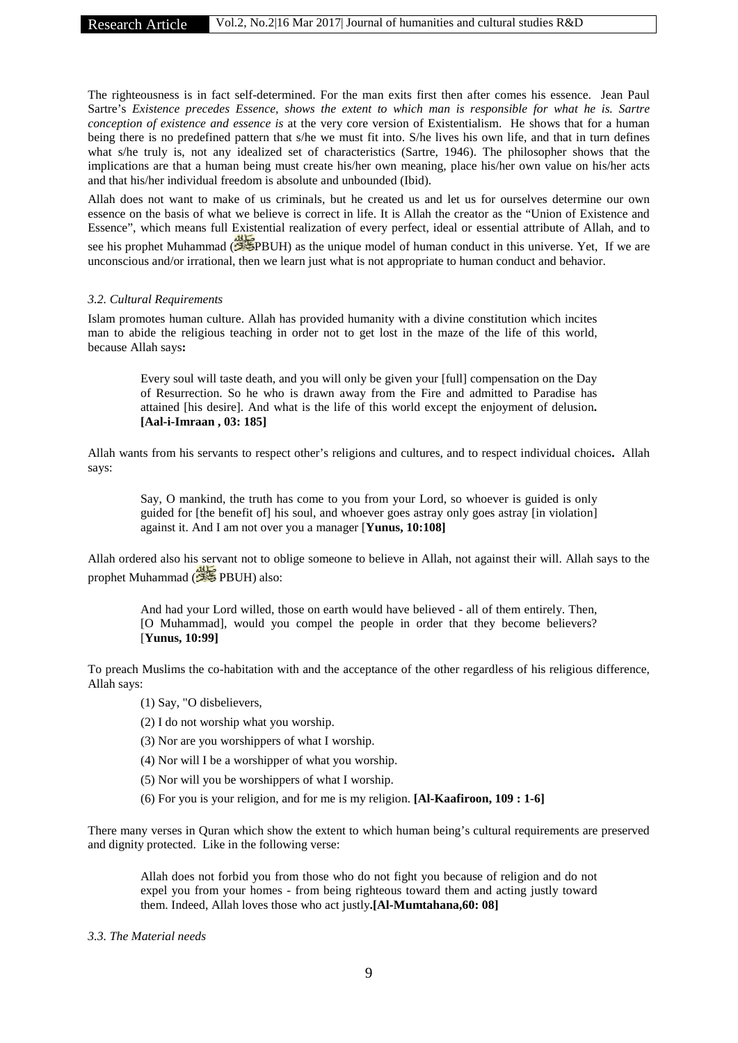The righteousness is in fact self-determined. For the man exits first then after comes his essence. Jean Paul Sartre's *Existence precedes Essence, shows the extent to which man is responsible for what he is. Sartre conception of existence and essence is* at the very core version of Existentialism. He shows that for a human being there is no predefined pattern that s/he we must fit into. S/he lives his own life, and that in turn defines what s/he truly is, not any idealized set of characteristics (Sartre, 1946). The philosopher shows that the implications are that a human being must create his/her own meaning, place his/her own value on his/her acts and that his/her individual freedom is absolute and unbounded (Ibid).

Allah does not want to make of us criminals, but he created us and let us for ourselves determine our own essence on the basis of what we believe is correct in life. It is Allah the creator as the "Union of Existence and Essence", which means full Existential realization of every perfect, ideal or essential attribute of Allah, and to see his prophet Muhammad (ﷺPBUH) as the unique model of human conduct in this universe. Yet, If we are unconscious and/or irrational, then we learn just what is not appropriate to human conduct and behavior.

### *3.2. Cultural Requirements*

Islam promotes human culture. Allah has provided humanity with a divine constitution which incites man to abide the religious teaching in order not to get lost in the maze of the life of this world, because Allah says**:**

> Every soul will taste death, and you will only be given your [full] compensation on the Day of Resurrection. So he who is drawn away from the Fire and admitted to Paradise has attained [his desire]. And what is the life of this world except the enjoyment of delusion**. [Aal-i-Imraan , 03: 185]**

Allah wants from his servants to respect other's religions and cultures, and to respect individual choices**.** Allah says:

> Say, O mankind, the truth has come to you from your Lord, so whoever is guided is only guided for [the benefit of] his soul, and whoever goes astray only goes astray [in violation] against it. And I am not over you a manager [**Yunus, 10:108]**

Allah ordered also his servant not to oblige someone to believe in Allah, not against their will. Allah says to the prophet Muhammad (ﷺ PBUH) also:

> And had your Lord willed, those on earth would have believed - all of them entirely. Then, [O Muhammad], would you compel the people in order that they become believers? [**Yunus, 10:99]**

To preach Muslims the co-habitation with and the acceptance of the other regardless of his religious difference, Allah says:

> (1) Say, "O disbelievers,
>
> (2) I do not worship what you worship.
>
> (3) Nor are you worshippers of what I worship.
>
> (4) Nor will I be a worshipper of what you worship.
>
> (5) Nor will you be worshippers of what I worship.
>
> (6) For you is your religion, and for me is my religion. **[Al-Kaafiroon, 109 : 1-6]**

There many verses in Quran which show the extent to which human being's cultural requirements are preserved and dignity protected. Like in the following verse:

> Allah does not forbid you from those who do not fight you because of religion and do not expel you from your homes - from being righteous toward them and acting justly toward them. Indeed, Allah loves those who act justly**.[Al-Mumtahana,60: 08]**

### *3.3. The Material needs*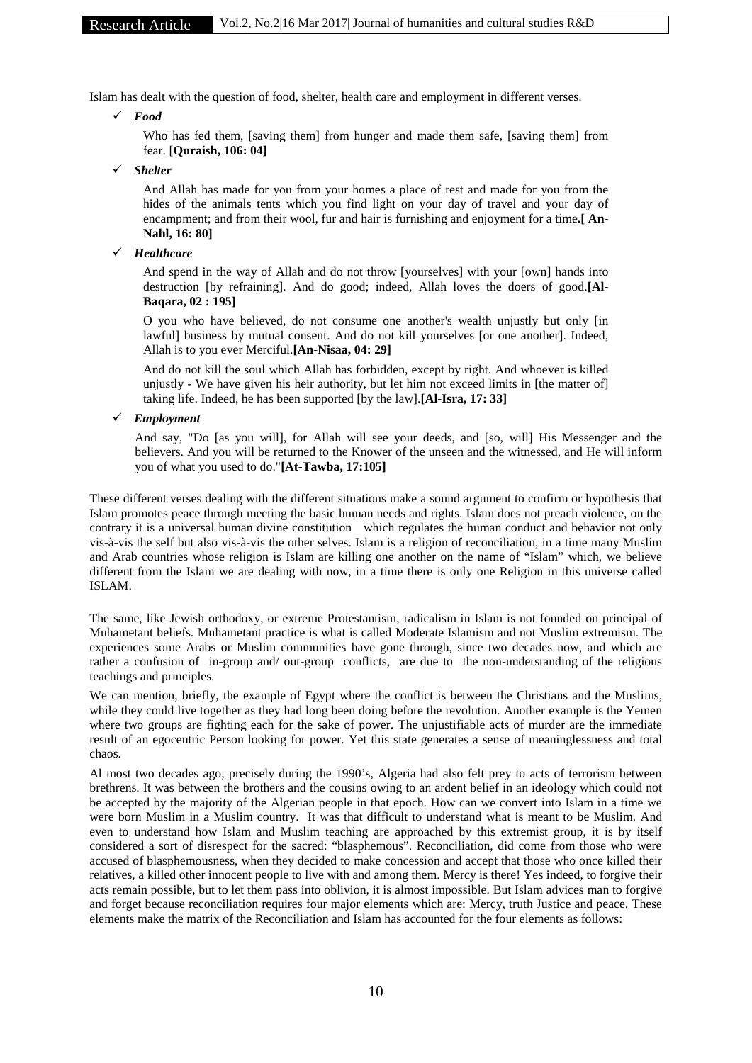Islam has dealt with the question of food, shelter, health care and employment in different verses.

- ✓ ***Food***

  Who has fed them, [saving them] from hunger and made them safe, [saving them] from fear. [**Quraish, 106: 04]**

- ✓ ***Shelter***

  And Allah has made for you from your homes a place of rest and made for you from the hides of the animals tents which you find light on your day of travel and your day of encampment; and from their wool, fur and hair is furnishing and enjoyment for a time**.[ An-Nahl, 16: 80]**

- ✓ ***Healthcare***

  And spend in the way of Allah and do not throw [yourselves] with your [own] hands into destruction [by refraining]. And do good; indeed, Allah loves the doers of good.**[Al-Baqara, 02 : 195]**

  O you who have believed, do not consume one another's wealth unjustly but only [in lawful] business by mutual consent. And do not kill yourselves [or one another]. Indeed, Allah is to you ever Merciful.**[An-Nisaa, 04: 29]**

  And do not kill the soul which Allah has forbidden, except by right. And whoever is killed unjustly - We have given his heir authority, but let him not exceed limits in [the matter of] taking life. Indeed, he has been supported [by the law].**[Al-Isra, 17: 33]**

- ✓ ***Employment***

  And say, "Do [as you will], for Allah will see your deeds, and [so, will] His Messenger and the believers. And you will be returned to the Knower of the unseen and the witnessed, and He will inform you of what you used to do."**[At-Tawba, 17:105]**

These different verses dealing with the different situations make a sound argument to confirm or hypothesis that Islam promotes peace through meeting the basic human needs and rights. Islam does not preach violence, on the contrary it is a universal human divine constitution which regulates the human conduct and behavior not only vis-à-vis the self but also vis-à-vis the other selves. Islam is a religion of reconciliation, in a time many Muslim and Arab countries whose religion is Islam are killing one another on the name of "Islam" which, we believe different from the Islam we are dealing with now, in a time there is only one Religion in this universe called ISLAM.

The same, like Jewish orthodoxy, or extreme Protestantism, radicalism in Islam is not founded on principal of Muhametant beliefs. Muhametant practice is what is called Moderate Islamism and not Muslim extremism. The experiences some Arabs or Muslim communities have gone through, since two decades now, and which are rather a confusion of in-group and/ out-group conflicts, are due to the non-understanding of the religious teachings and principles.

We can mention, briefly, the example of Egypt where the conflict is between the Christians and the Muslims, while they could live together as they had long been doing before the revolution. Another example is the Yemen where two groups are fighting each for the sake of power. The unjustifiable acts of murder are the immediate result of an egocentric Person looking for power. Yet this state generates a sense of meaninglessness and total chaos.

Al most two decades ago, precisely during the 1990's, Algeria had also felt prey to acts of terrorism between brethrens. It was between the brothers and the cousins owing to an ardent belief in an ideology which could not be accepted by the majority of the Algerian people in that epoch. How can we convert into Islam in a time we were born Muslim in a Muslim country. It was that difficult to understand what is meant to be Muslim. And even to understand how Islam and Muslim teaching are approached by this extremist group, it is by itself considered a sort of disrespect for the sacred: "blasphemous". Reconciliation, did come from those who were accused of blasphemousness, when they decided to make concession and accept that those who once killed their relatives, a killed other innocent people to live with and among them. Mercy is there! Yes indeed, to forgive their acts remain possible, but to let them pass into oblivion, it is almost impossible. But Islam advices man to forgive and forget because reconciliation requires four major elements which are: Mercy, truth Justice and peace. These elements make the matrix of the Reconciliation and Islam has accounted for the four elements as follows: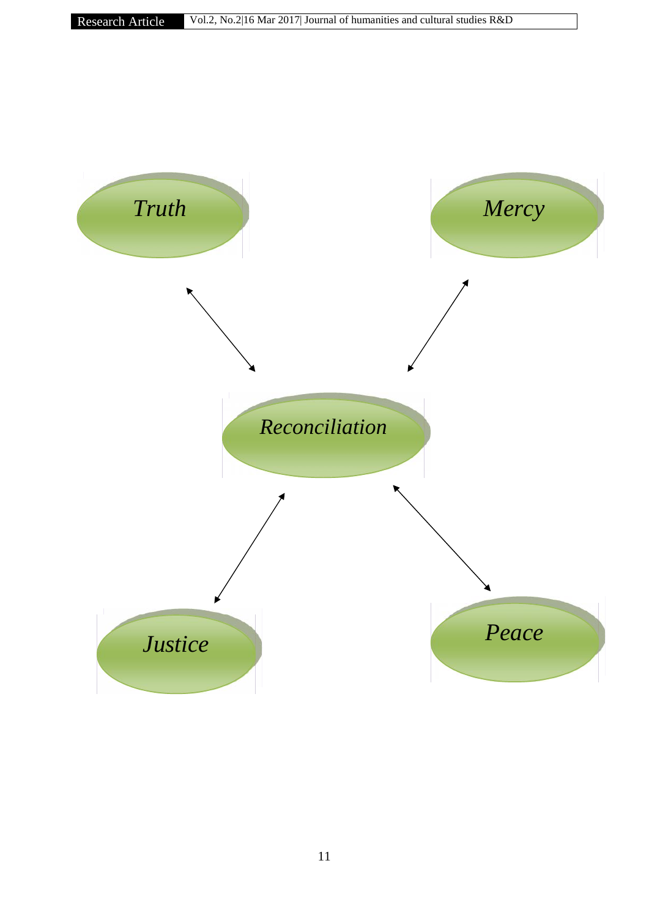Truth

Mercy

Reconciliation

Justice

Peace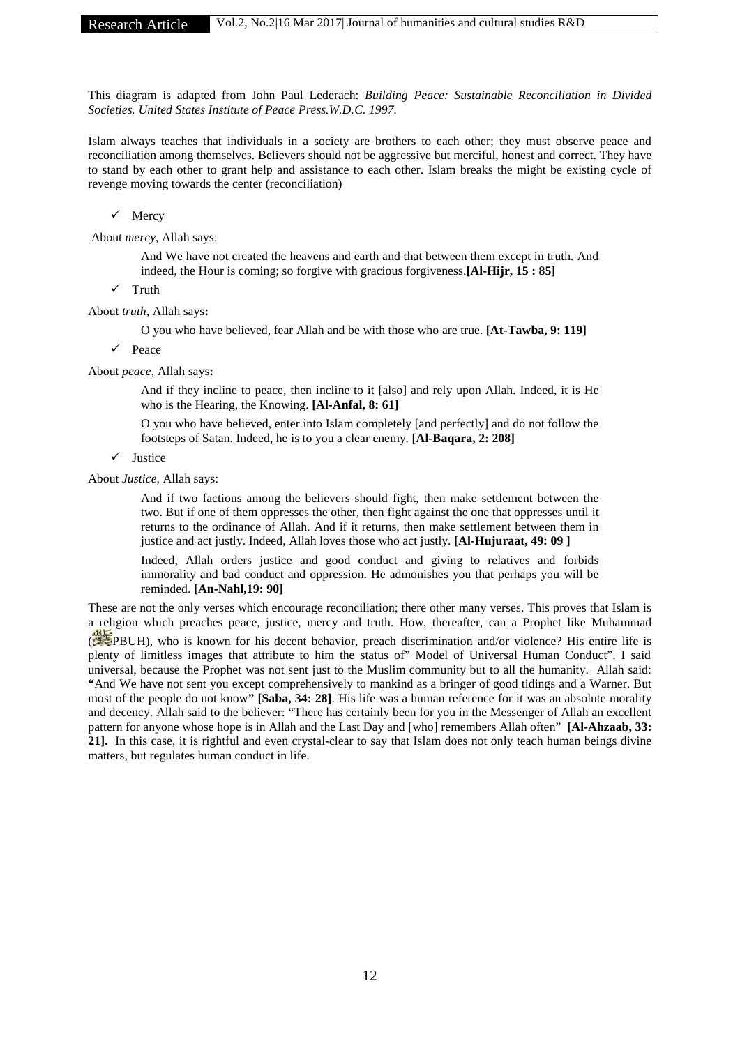This diagram is adapted from John Paul Lederach: *Building Peace: Sustainable Reconciliation in Divided Societies. United States Institute of Peace Press.W.D.C. 1997.*

Islam always teaches that individuals in a society are brothers to each other; they must observe peace and reconciliation among themselves. Believers should not be aggressive but merciful, honest and correct. They have to stand by each other to grant help and assistance to each other. Islam breaks the might be existing cycle of revenge moving towards the center (reconciliation)

- ✓ Mercy

About *mercy*, Allah says:

> And We have not created the heavens and earth and that between them except in truth. And indeed, the Hour is coming; so forgive with gracious forgiveness.**[Al-Hijr, 15 : 85]**

- ✓ Truth

About *truth*, Allah says**:**

> O you who have believed, fear Allah and be with those who are true. **[At-Tawba, 9: 119]**

- ✓ Peace

About *peace,* Allah says**:**

> And if they incline to peace, then incline to it [also] and rely upon Allah. Indeed, it is He who is the Hearing, the Knowing. **[Al-Anfal, 8: 61]**
>
> O you who have believed, enter into Islam completely [and perfectly] and do not follow the footsteps of Satan. Indeed, he is to you a clear enemy. **[Al-Baqara, 2: 208]**

- ✓ Justice

About *Justice,* Allah says:

> And if two factions among the believers should fight, then make settlement between the two. But if one of them oppresses the other, then fight against the one that oppresses until it returns to the ordinance of Allah. And if it returns, then make settlement between them in justice and act justly. Indeed, Allah loves those who act justly. **[Al-Hujuraat, 49: 09 ]**
>
> Indeed, Allah orders justice and good conduct and giving to relatives and forbids immorality and bad conduct and oppression. He admonishes you that perhaps you will be reminded. **[An-Nahl,19: 90]**

These are not the only verses which encourage reconciliation; there other many verses. This proves that Islam is a religion which preaches peace, justice, mercy and truth. How, thereafter, can a Prophet like Muhammad (ﷺPBUH), who is known for his decent behavior, preach discrimination and/or violence? His entire life is plenty of limitless images that attribute to him the status of" Model of Universal Human Conduct". I said universal, because the Prophet was not sent just to the Muslim community but to all the humanity. Allah said: **"**And We have not sent you except comprehensively to mankind as a bringer of good tidings and a Warner. But most of the people do not know**" [Saba, 34: 28]**. His life was a human reference for it was an absolute morality and decency. Allah said to the believer: "There has certainly been for you in the Messenger of Allah an excellent pattern for anyone whose hope is in Allah and the Last Day and [who] remembers Allah often" **[Al-Ahzaab, 33: 21].** In this case, it is rightful and even crystal-clear to say that Islam does not only teach human beings divine matters, but regulates human conduct in life.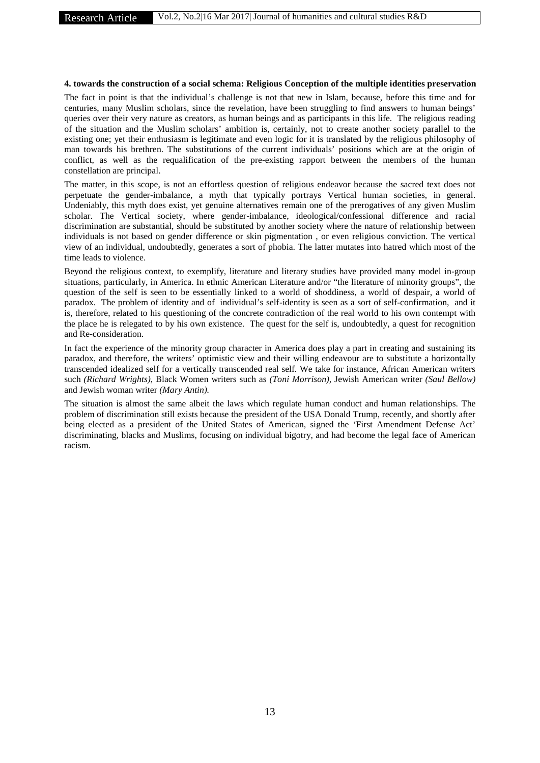#### 4. towards the construction of a social schema: Religious Conception of the multiple identities preservation

The fact in point is that the individual's challenge is not that new in Islam, because, before this time and for centuries, many Muslim scholars, since the revelation, have been struggling to find answers to human beings' queries over their very nature as creators, as human beings and as participants in this life. The religious reading of the situation and the Muslim scholars' ambition is, certainly, not to create another society parallel to the existing one; yet their enthusiasm is legitimate and even logic for it is translated by the religious philosophy of man towards his brethren. The substitutions of the current individuals' positions which are at the origin of conflict, as well as the requalification of the pre-existing rapport between the members of the human constellation are principal.

The matter, in this scope, is not an effortless question of religious endeavor because the sacred text does not perpetuate the gender-imbalance, a myth that typically portrays Vertical human societies, in general. Undeniably, this myth does exist, yet genuine alternatives remain one of the prerogatives of any given Muslim scholar. The Vertical society, where gender-imbalance, ideological/confessional difference and racial discrimination are substantial, should be substituted by another society where the nature of relationship between individuals is not based on gender difference or skin pigmentation , or even religious conviction. The vertical view of an individual, undoubtedly, generates a sort of phobia. The latter mutates into hatred which most of the time leads to violence.

Beyond the religious context, to exemplify, literature and literary studies have provided many model in-group situations, particularly, in America. In ethnic American Literature and/or "the literature of minority groups", the question of the self is seen to be essentially linked to a world of shoddiness, a world of despair, a world of paradox. The problem of identity and of individual's self-identity is seen as a sort of self-confirmation, and it is, therefore, related to his questioning of the concrete contradiction of the real world to his own contempt with the place he is relegated to by his own existence. The quest for the self is, undoubtedly, a quest for recognition and Re-consideration.

In fact the experience of the minority group character in America does play a part in creating and sustaining its paradox, and therefore, the writers' optimistic view and their willing endeavour are to substitute a horizontally transcended idealized self for a vertically transcended real self. We take for instance, African American writers such *(Richard Wrights),* Black Women writers such as *(Toni Morrison)*, Jewish American writer *(Saul Bellow)* and Jewish woman writer *(Mary Antin).*

The situation is almost the same albeit the laws which regulate human conduct and human relationships. The problem of discrimination still exists because the president of the USA Donald Trump, recently, and shortly after being elected as a president of the United States of American, signed the 'First Amendment Defense Act' discriminating, blacks and Muslims, focusing on individual bigotry, and had become the legal face of American racism.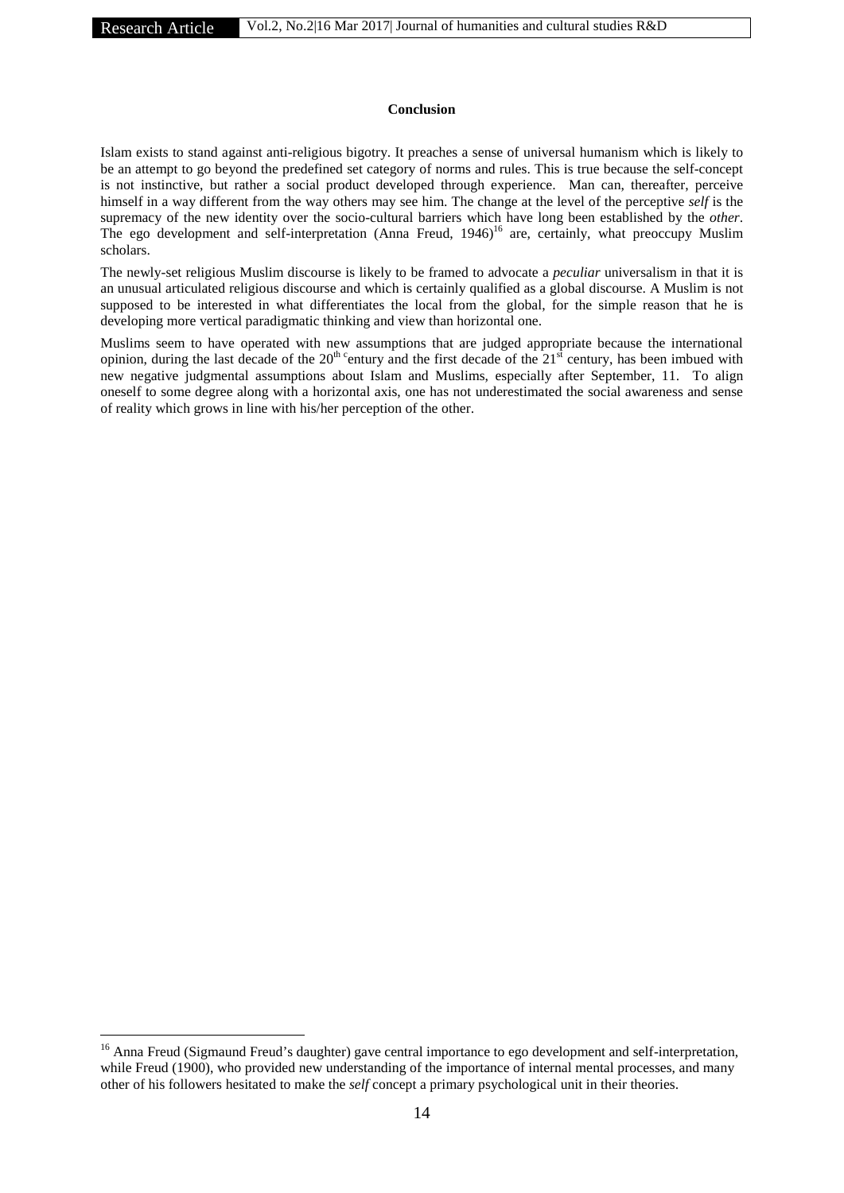## Conclusion

Islam exists to stand against anti-religious bigotry. It preaches a sense of universal humanism which is likely to be an attempt to go beyond the predefined set category of norms and rules. This is true because the self-concept is not instinctive, but rather a social product developed through experience. Man can, thereafter, perceive himself in a way different from the way others may see him. The change at the level of the perceptive *self* is the supremacy of the new identity over the socio-cultural barriers which have long been established by the *other*. The ego development and self-interpretation (Anna Freud, 1946)[16] are, certainly, what preoccupy Muslim scholars.

The newly-set religious Muslim discourse is likely to be framed to advocate a *peculiar* universalism in that it is an unusual articulated religious discourse and which is certainly qualified as a global discourse. A Muslim is not supposed to be interested in what differentiates the local from the global, for the simple reason that he is developing more vertical paradigmatic thinking and view than horizontal one.

Muslims seem to have operated with new assumptions that are judged appropriate because the international opinion, during the last decade of the 20th century and the first decade of the 21st century, has been imbued with new negative judgmental assumptions about Islam and Muslims, especially after September, 11. To align oneself to some degree along with a horizontal axis, one has not underestimated the social awareness and sense of reality which grows in line with his/her perception of the other.

---

[16] Anna Freud (Sigmaund Freud's daughter) gave central importance to ego development and self-interpretation, while Freud (1900), who provided new understanding of the importance of internal mental processes, and many other of his followers hesitated to make the *self* concept a primary psychological unit in their theories.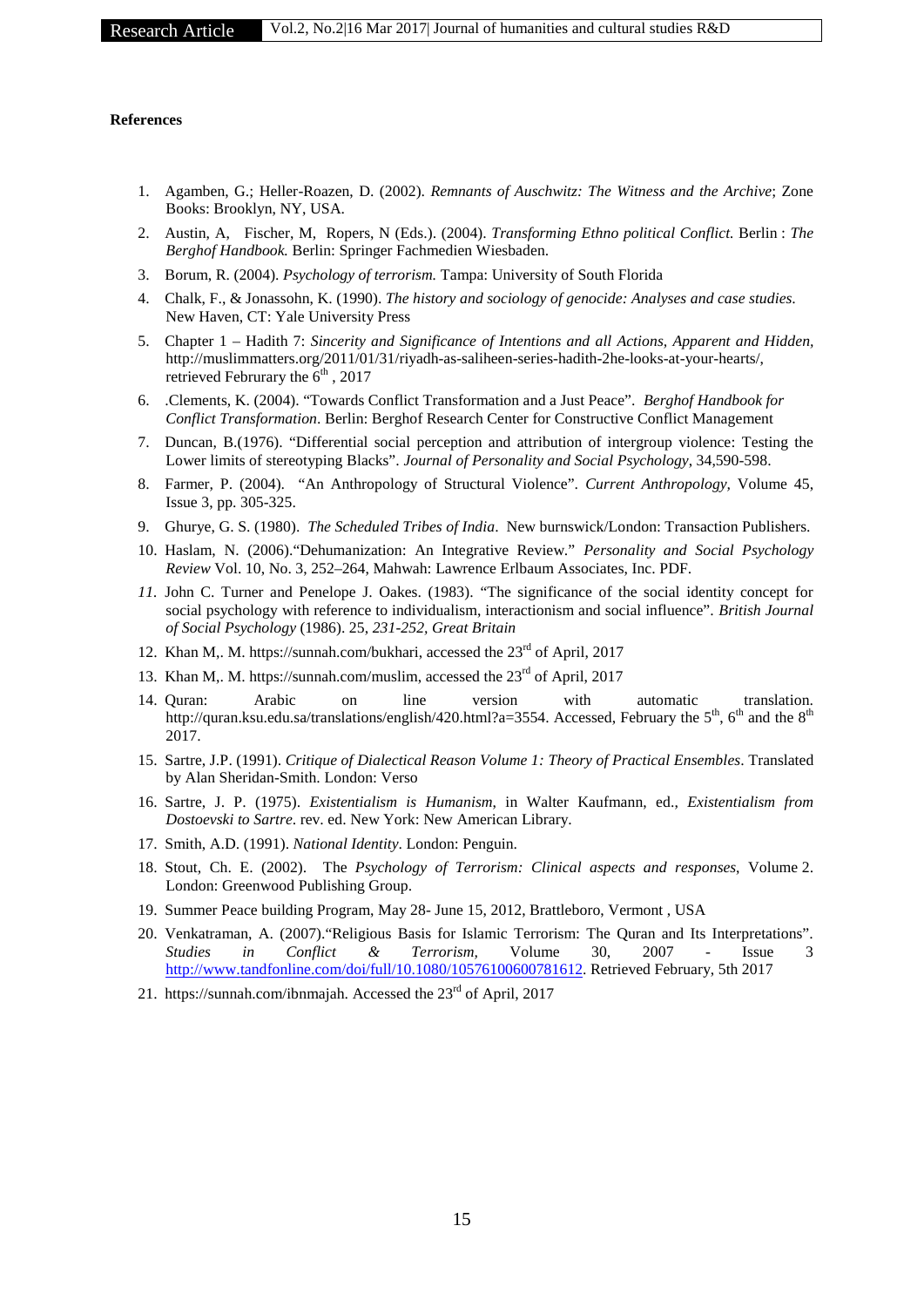**References**

1. Agamben, G.; Heller-Roazen, D. (2002). *Remnants of Auschwitz: The Witness and the Archive*; Zone Books: Brooklyn, NY, USA.
2. Austin, A, Fischer, M, Ropers, N (Eds.). (2004). *Transforming Ethno political Conflict.* Berlin : *The Berghof Handbook.* Berlin: Springer Fachmedien Wiesbaden.
3. Borum, R. (2004). *Psychology of terrorism.* Tampa: University of South Florida
4. Chalk, F., & Jonassohn, K. (1990). *The history and sociology of genocide: Analyses and case studies*. New Haven, CT: Yale University Press
5. Chapter 1 – Hadith 7: *Sincerity and Significance of Intentions and all Actions, Apparent and Hidden*, http://muslimmatters.org/2011/01/31/riyadh-as-saliheen-series-hadith-2he-looks-at-your-hearts/, retrieved Februrary the 6th , 2017
6. .Clements, K. (2004). "Towards Conflict Transformation and a Just Peace". *Berghof Handbook for Conflict Transformation*. Berlin: Berghof Research Center for Constructive Conflict Management
7. Duncan, B.(1976). "Differential social perception and attribution of intergroup violence: Testing the Lower limits of stereotyping Blacks". *Journal of Personality and Social Psychology*, 34,590-598.
8. Farmer, P. (2004). "An Anthropology of Structural Violence". *Current Anthropology*, Volume 45, Issue 3, pp. 305-325.
9. Ghurye, G. S. (1980). *The Scheduled Tribes of India*. New burnswick/London: Transaction Publishers.
10. Haslam, N. (2006)."Dehumanization: An Integrative Review." *Personality and Social Psychology Review* Vol. 10, No. 3, 252–264, Mahwah: Lawrence Erlbaum Associates, Inc. PDF.
11. John C. Turner and Penelope J. Oakes. (1983). "The significance of the social identity concept for social psychology with reference to individualism, interactionism and social influence". *British Journal of Social Psychology* (1986). 25, *231-252, Great Britain*
12. Khan M,. M. https://sunnah.com/bukhari, accessed the 23rd of April, 2017
13. Khan M,. M. https://sunnah.com/muslim, accessed the 23rd of April, 2017
14. Quran: Arabic on line version with automatic translation. http://quran.ksu.edu.sa/translations/english/420.html?a=3554. Accessed, February the 5th, 6th and the 8th 2017.
15. Sartre, J.P. (1991). *Critique of Dialectical Reason Volume 1: Theory of Practical Ensembles*. Translated by Alan Sheridan-Smith. London: Verso
16. Sartre, J. P. (1975). *Existentialism is Humanism*, in Walter Kaufmann, ed., *Existentialism from Dostoevski to Sartre*. rev. ed. New York: New American Library.
17. Smith, A.D. (1991). *National Identity*. London: Penguin.
18. Stout, Ch. E. (2002). The *Psychology of Terrorism: Clinical aspects and responses*, Volume 2. London: Greenwood Publishing Group.
19. Summer Peace building Program, May 28- June 15, 2012, Brattleboro, Vermont , USA
20. Venkatraman, A. (2007)."Religious Basis for Islamic Terrorism: The Quran and Its Interpretations". *Studies in Conflict & Terrorism*, Volume 30, 2007 - Issue 3 http://www.tandfonline.com/doi/full/10.1080/10576100600781612. Retrieved February, 5th 2017
21. https://sunnah.com/ibnmajah. Accessed the 23rd of April, 2017